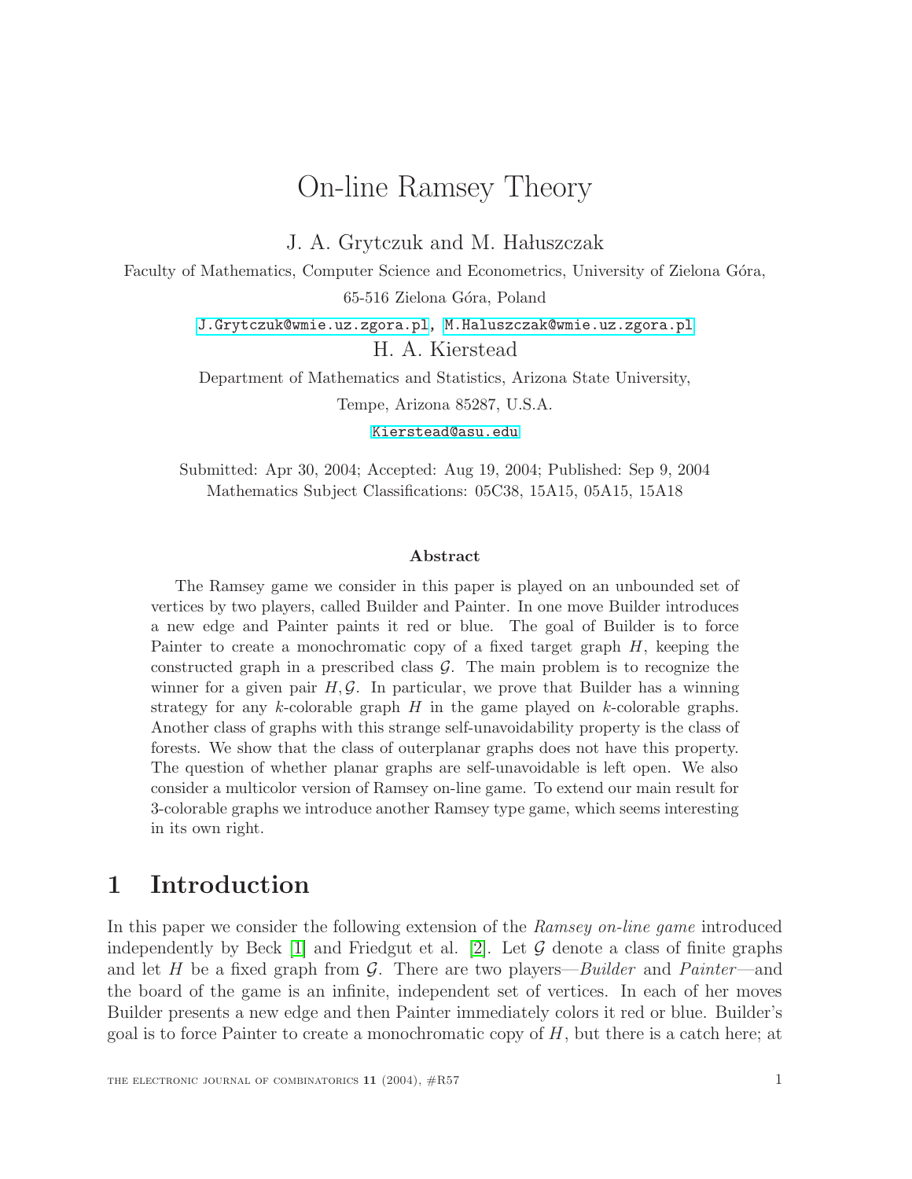# On-line Ramsey Theory

J. A. Grytczuk and M. Hałuszczak

Faculty of Mathematics, Computer Science and Econometrics, University of Zielona Góra,

65-516 Zielona Góra, Poland

J.Grytczuk@wmie.uz.zgora.pl, M.Haluszczak@wmie.uz.zgora.pl

H. A. Kierstead

Department of Mathematics and Statistics, Arizona State University,

Tempe, Arizona 85287, U.S.A.

Kierstead@asu.edu

Submitted: Apr 30, 2004; Accepted: Aug 19, 2004; Published: Sep 9, 2004

Mathematics Subject Classifications: 05C38, 15A15, 05A15, 15A18

### Abstract

The Ramsey game we consider in this paper is played on an unbounded set of vertices by two players, called Builder and Painter. In one move Builder introduces a new edge and Painter paints it red or blue. The goal of Builder is to force Painter to create a monochromatic copy of a fixed target graph $H$, keeping the constructed graph in a prescribed class $\mathcal{G}$. The main problem is to recognize the winner for a given pair $H, \mathcal{G}$. In particular, we prove that Builder has a winning strategy for any $k$-colorable graph $H$ in the game played on $k$-colorable graphs. Another class of graphs with this strange self-unavoidability property is the class of forests. We show that the class of outerplanar graphs does not have this property. The question of whether planar graphs are self-unavoidable is left open. We also consider a multicolor version of Ramsey on-line game. To extend our main result for 3-colorable graphs we introduce another Ramsey type game, which seems interesting in its own right.

## 1 Introduction

In this paper we consider the following extension of the *Ramsey on-line game* introduced independently by Beck [1] and Friedgut et al. [2]. Let $\mathcal{G}$ denote a class of finite graphs and let $H$ be a fixed graph from $\mathcal{G}$. There are two players—*Builder* and *Painter*—and the board of the game is an infinite, independent set of vertices. In each of her moves Builder presents a new edge and then Painter immediately colors it red or blue. Builder's goal is to force Painter to create a monochromatic copy of $H$, but there is a catch here; at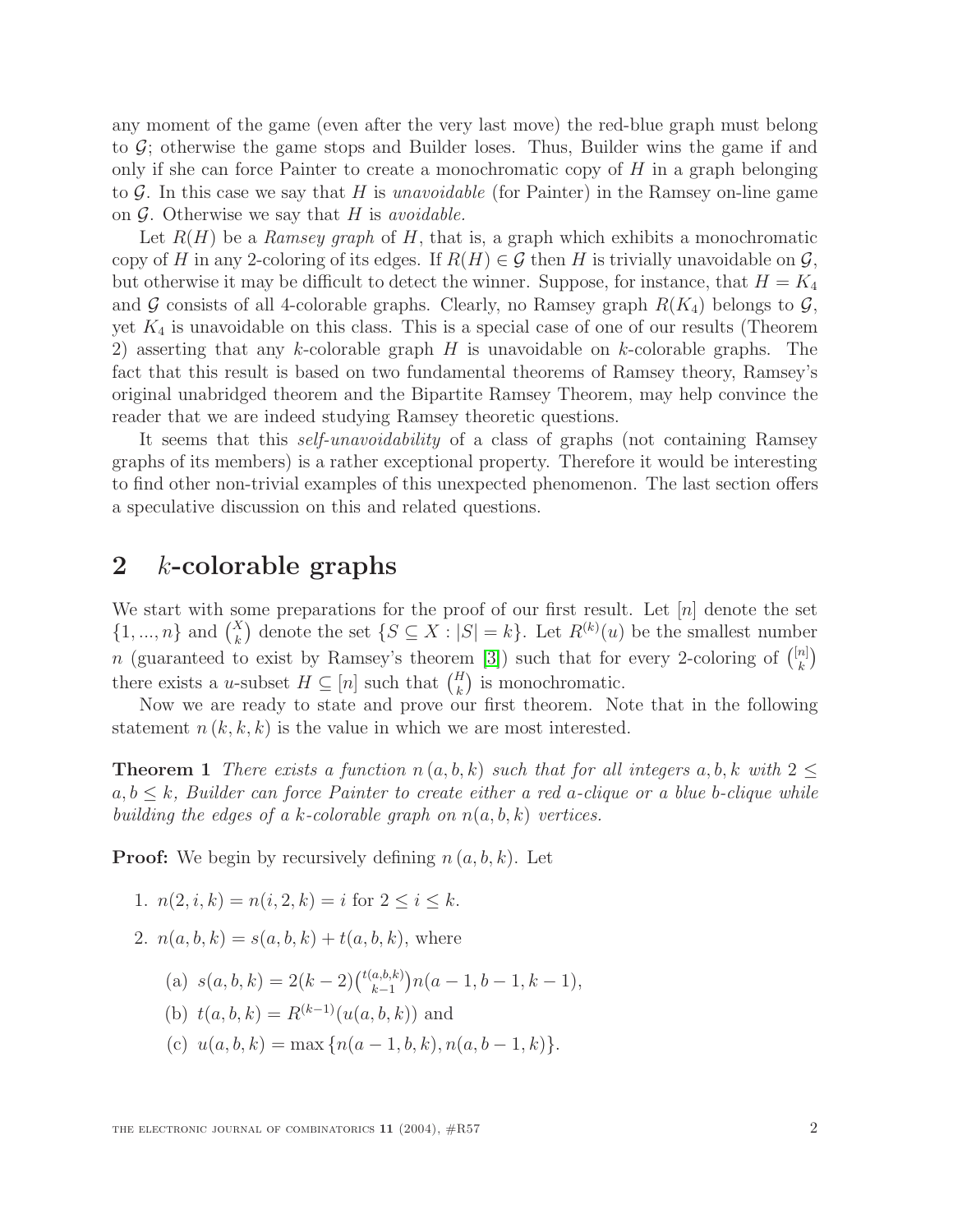any moment of the game (even after the very last move) the red-blue graph must belong to $\mathcal{G}$; otherwise the game stops and Builder loses. Thus, Builder wins the game if and only if she can force Painter to create a monochromatic copy of $H$ in a graph belonging to $\mathcal{G}$. In this case we say that $H$ is *unavoidable* (for Painter) in the Ramsey on-line game on $\mathcal{G}$. Otherwise we say that $H$ is *avoidable.*

Let $R(H)$ be a *Ramsey graph* of $H$, that is, a graph which exhibits a monochromatic copy of $H$ in any 2-coloring of its edges. If $R(H) \in \mathcal{G}$ then $H$ is trivially unavoidable on $\mathcal{G}$, but otherwise it may be difficult to detect the winner. Suppose, for instance, that $H = K_4$ and $\mathcal{G}$ consists of all 4-colorable graphs. Clearly, no Ramsey graph $R(K_4)$ belongs to $\mathcal{G}$, yet $K_4$ is unavoidable on this class. This is a special case of one of our results (Theorem 2) asserting that any $k$-colorable graph $H$ is unavoidable on $k$-colorable graphs. The fact that this result is based on two fundamental theorems of Ramsey theory, Ramsey's original unabridged theorem and the Bipartite Ramsey Theorem, may help convince the reader that we are indeed studying Ramsey theoretic questions.

It seems that this *self-unavoidability* of a class of graphs (not containing Ramsey graphs of its members) is a rather exceptional property. Therefore it would be interesting to find other non-trivial examples of this unexpected phenomenon. The last section offers a speculative discussion on this and related questions.

## 2 $k$-colorable graphs

We start with some preparations for the proof of our first result. Let $[n]$ denote the set $\{1, ..., n\}$ and $\binom{X}{k}$ denote the set $\{S \subseteq X : |S| = k\}$. Let $R^{(k)}(u)$ be the smallest number $n$ (guaranteed to exist by Ramsey's theorem [3]) such that for every 2-coloring of $\binom{[n]}{k}$ there exists a $u$-subset $H \subseteq [n]$ such that $\binom{H}{k}$ is monochromatic.

Now we are ready to state and prove our first theorem. Note that in the following statement $n\,(k, k, k)$ is the value in which we are most interested.

**Theorem 1** *There exists a function $n\,(a, b, k)$ such that for all integers $a, b, k$ with $2 \leq a, b \leq k$, Builder can force Painter to create either a red $a$-clique or a blue $b$-clique while building the edges of a $k$-colorable graph on $n(a, b, k)$ vertices.*

**Proof:** We begin by recursively defining $n\,(a, b, k)$. Let

1. $n(2, i, k) = n(i, 2, k) = i$ for $2 \leq i \leq k$.
2. $n(a, b, k) = s(a, b, k) + t(a, b, k)$, where
   (a) $s(a, b, k) = 2(k-2)\binom{t(a,b,k)}{k-1} n(a-1, b-1, k-1)$,
   (b) $t(a, b, k) = R^{(k-1)}(u(a, b, k))$ and
   (c) $u(a, b, k) = \max\{n(a-1, b, k), n(a, b-1, k)\}$.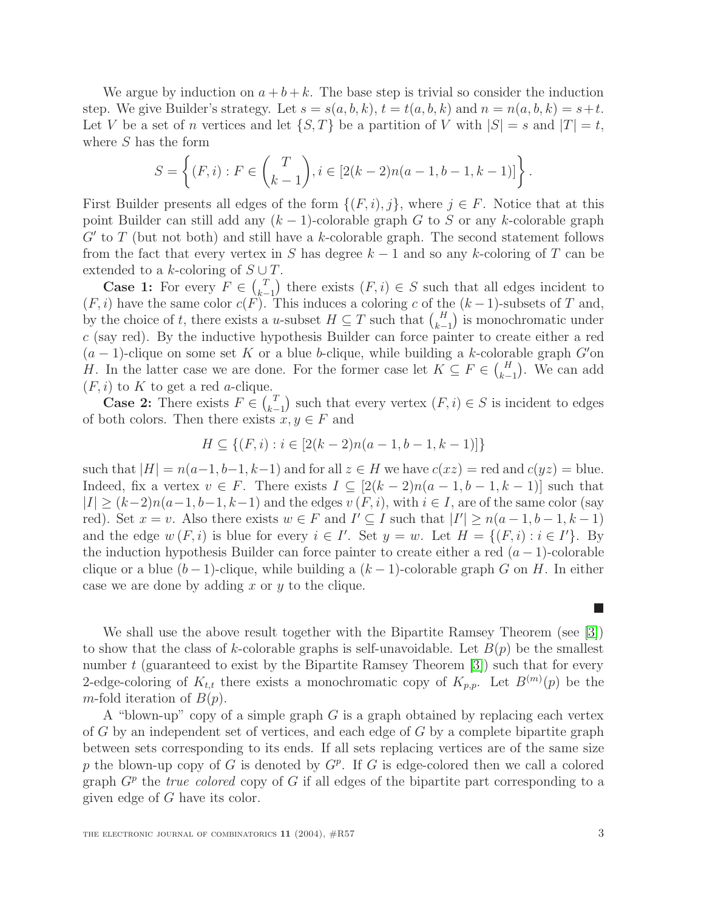We argue by induction on $a+b+k$. The base step is trivial so consider the induction step. We give Builder's strategy. Let $s = s(a,b,k)$, $t = t(a,b,k)$ and $n = n(a,b,k) = s+t$. Let $V$ be a set of $n$ vertices and let $\{S,T\}$ be a partition of $V$ with $|S| = s$ and $|T| = t$, where $S$ has the form

$$S = \left\{ (F,i) : F \in \binom{T}{k-1}, i \in [2(k-2)n(a-1,b-1,k-1)] \right\}.$$

First Builder presents all edges of the form $\{(F,i),j\}$, where $j \in F$. Notice that at this point Builder can still add any $(k-1)$-colorable graph $G$ to $S$ or any $k$-colorable graph $G'$ to $T$ (but not both) and still have a $k$-colorable graph. The second statement follows from the fact that every vertex in $S$ has degree $k-1$ and so any $k$-coloring of $T$ can be extended to a $k$-coloring of $S \cup T$.

**Case 1:** For every $F \in \binom{T}{k-1}$ there exists $(F,i) \in S$ such that all edges incident to $(F,i)$ have the same color $c(F)$. This induces a coloring $c$ of the $(k-1)$-subsets of $T$ and, by the choice of $t$, there exists a $u$-subset $H \subseteq T$ such that $\binom{H}{k-1}$ is monochromatic under $c$ (say red). By the inductive hypothesis Builder can force painter to create either a red $(a-1)$-clique on some set $K$ or a blue $b$-clique, while building a $k$-colorable graph $G'$on $H$. In the latter case we are done. For the former case let $K \subseteq F \in \binom{H}{k-1}$. We can add $(F,i)$ to $K$ to get a red $a$-clique.

**Case 2:** There exists $F \in \binom{T}{k-1}$ such that every vertex $(F,i) \in S$ is incident to edges of both colors. Then there exists $x, y \in F$ and

$$H \subseteq \{(F,i) : i \in [2(k-2)n(a-1,b-1,k-1)]\}$$

such that $|H| = n(a-1,b-1,k-1)$ and for all $z \in H$ we have $c(xz) = \text{red}$ and $c(yz) = \text{blue}$. Indeed, fix a vertex $v \in F$. There exists $I \subseteq [2(k-2)n(a-1,b-1,k-1)]$ such that $|I| \geq (k-2)n(a-1,b-1,k-1)$ and the edges $v\,(F,i)$, with $i \in I$, are of the same color (say red). Set $x = v$. Also there exists $w \in F$ and $I' \subseteq I$ such that $|I'| \geq n(a-1,b-1,k-1)$ and the edge $w\,(F,i)$ is blue for every $i \in I'$. Set $y = w$. Let $H = \{(F,i) : i \in I'\}$. By the induction hypothesis Builder can force painter to create either a red $(a-1)$-colorable clique or a blue $(b-1)$-clique, while building a $(k-1)$-colorable graph $G$ on $H$. In either case we are done by adding $x$ or $y$ to the clique.

■

We shall use the above result together with the Bipartite Ramsey Theorem (see [3]) to show that the class of $k$-colorable graphs is self-unavoidable. Let $B(p)$ be the smallest number $t$ (guaranteed to exist by the Bipartite Ramsey Theorem [3]) such that for every 2-edge-coloring of $K_{t,t}$ there exists a monochromatic copy of $K_{p,p}$. Let $B^{(m)}(p)$ be the $m$-fold iteration of $B(p)$.

A "blown-up" copy of a simple graph $G$ is a graph obtained by replacing each vertex of $G$ by an independent set of vertices, and each edge of $G$ by a complete bipartite graph between sets corresponding to its ends. If all sets replacing vertices are of the same size $p$ the blown-up copy of $G$ is denoted by $G^p$. If $G$ is edge-colored then we call a colored graph $G^p$ the *true colored* copy of $G$ if all edges of the bipartite part corresponding to a given edge of $G$ have its color.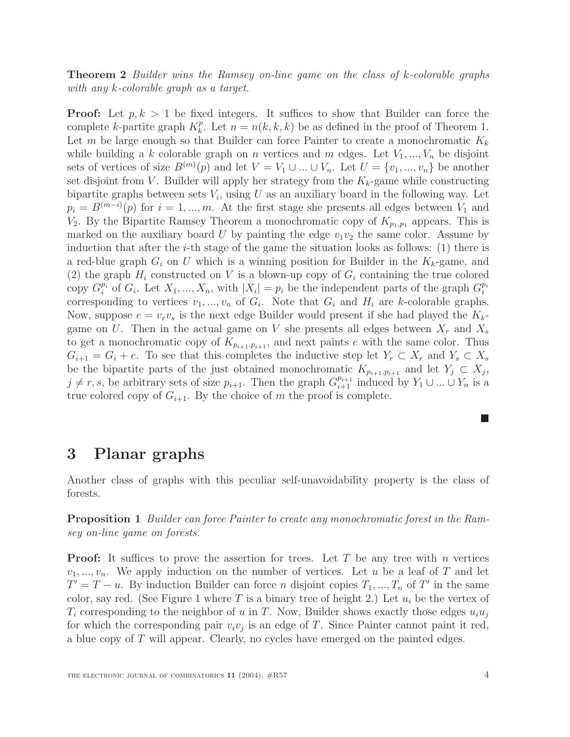**Theorem 2** *Builder wins the Ramsey on-line game on the class of $k$-colorable graphs with any $k$-colorable graph as a target.*

**Proof:** Let $p, k > 1$ be fixed integers. It suffices to show that Builder can force the complete $k$-partite graph $K_k^p$. Let $n = n(k, k, k)$ be as defined in the proof of Theorem 1. Let $m$ be large enough so that Builder can force Painter to create a monochromatic $K_k$ while building a $k$ colorable graph on $n$ vertices and $m$ edges. Let $V_1, ..., V_n$ be disjoint sets of vertices of size $B^{(m)}(p)$ and let $V = V_1 \cup ... \cup V_n$. Let $U = \{v_1, ..., v_n\}$ be another set disjoint from $V$. Builder will apply her strategy from the $K_k$-game while constructing bipartite graphs between sets $V_i$, using $U$ as an auxiliary board in the following way. Let $p_i = B^{(m-i)}(p)$ for $i = 1, ..., m$. At the first stage she presents all edges between $V_1$ and $V_2$. By the Bipartite Ramsey Theorem a monochromatic copy of $K_{p_1,p_1}$ appears. This is marked on the auxiliary board $U$ by painting the edge $v_1v_2$ the same color. Assume by induction that after the $i$-th stage of the game the situation looks as follows: (1) there is a red-blue graph $G_i$ on $U$ which is a winning position for Builder in the $K_k$-game, and (2) the graph $H_i$ constructed on $V$ is a blown-up copy of $G_i$ containing the true colored copy $G_i^{p_i}$ of $G_i$. Let $X_1, ..., X_n$, with $|X_i| = p_i$ be the independent parts of the graph $G_i^{p_i}$ corresponding to vertices $v_1, ..., v_n$ of $G_i$. Note that $G_i$ and $H_i$ are $k$-colorable graphs. Now, suppose $e = v_rv_s$ is the next edge Builder would present if she had played the $K_k$-game on $U$. Then in the actual game on $V$ she presents all edges between $X_r$ and $X_s$ to get a monochromatic copy of $K_{p_{i+1},p_{i+1}}$, and next paints $e$ with the same color. Thus $G_{i+1} = G_i + e$. To see that this completes the inductive step let $Y_r \subset X_r$ and $Y_s \subset X_s$ be the bipartite parts of the just obtained monochromatic $K_{p_{i+1},p_{i+1}}$ and let $Y_j \subset X_j$, $j \neq r, s$, be arbitrary sets of size $p_{i+1}$. Then the graph $G_{i+1}^{p_{i+1}}$ induced by $Y_1 \cup ... \cup Y_n$ is a true colored copy of $G_{i+1}$. By the choice of $m$ the proof is complete.

■

## 3 Planar graphs

Another class of graphs with this peculiar self-unavoidability property is the class of forests.

**Proposition 1** *Builder can force Painter to create any monochromatic forest in the Ramsey on-line game on forests.*

**Proof:** It suffices to prove the assertion for trees. Let $T$ be any tree with $n$ vertices $v_1, ..., v_n$. We apply induction on the number of vertices. Let $u$ be a leaf of $T$ and let $T' = T - u$. By induction Builder can force $n$ disjoint copies $T_1, ..., T_n$ of $T'$ in the same color, say red. (See Figure 1 where $T$ is a binary tree of height 2.) Let $u_i$ be the vertex of $T_i$ corresponding to the neighbor of $u$ in $T$. Now, Builder shows exactly those edges $u_iu_j$ for which the corresponding pair $v_iv_j$ is an edge of $T$. Since Painter cannot paint it red, a blue copy of $T$ will appear. Clearly, no cycles have emerged on the painted edges.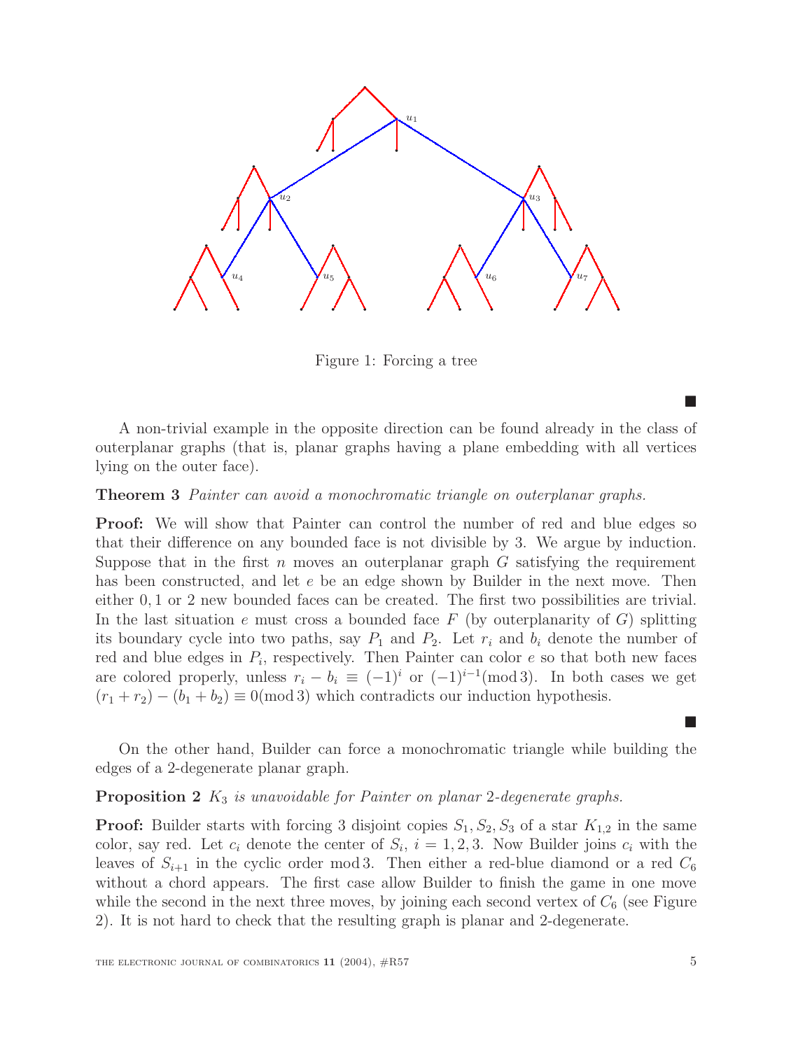Figure 1: Forcing a tree

■

A non-trivial example in the opposite direction can be found already in the class of outerplanar graphs (that is, planar graphs having a plane embedding with all vertices lying on the outer face).

**Theorem 3** *Painter can avoid a monochromatic triangle on outerplanar graphs.*

**Proof:** We will show that Painter can control the number of red and blue edges so that their difference on any bounded face is not divisible by 3. We argue by induction. Suppose that in the first $n$ moves an outerplanar graph $G$ satisfying the requirement has been constructed, and let $e$ be an edge shown by Builder in the next move. Then either $0, 1$ or $2$ new bounded faces can be created. The first two possibilities are trivial. In the last situation $e$ must cross a bounded face $F$ (by outerplanarity of $G$) splitting its boundary cycle into two paths, say $P_1$ and $P_2$. Let $r_i$ and $b_i$ denote the number of red and blue edges in $P_i$, respectively. Then Painter can color $e$ so that both new faces are colored properly, unless $r_i - b_i \equiv (-1)^i$ or $(-1)^{i-1} (\text{mod}\, 3)$. In both cases we get $(r_1 + r_2) - (b_1 + b_2) \equiv 0 (\text{mod}\, 3)$ which contradicts our induction hypothesis.

■

On the other hand, Builder can force a monochromatic triangle while building the edges of a 2-degenerate planar graph.

**Proposition 2** *$K_3$ is unavoidable for Painter on planar 2-degenerate graphs.*

**Proof:** Builder starts with forcing 3 disjoint copies $S_1, S_2, S_3$ of a star $K_{1,2}$ in the same color, say red. Let $c_i$ denote the center of $S_i$, $i = 1, 2, 3$. Now Builder joins $c_i$ with the leaves of $S_{i+1}$ in the cyclic order mod 3. Then either a red-blue diamond or a red $C_6$ without a chord appears. The first case allow Builder to finish the game in one move while the second in the next three moves, by joining each second vertex of $C_6$ (see Figure 2). It is not hard to check that the resulting graph is planar and 2-degenerate.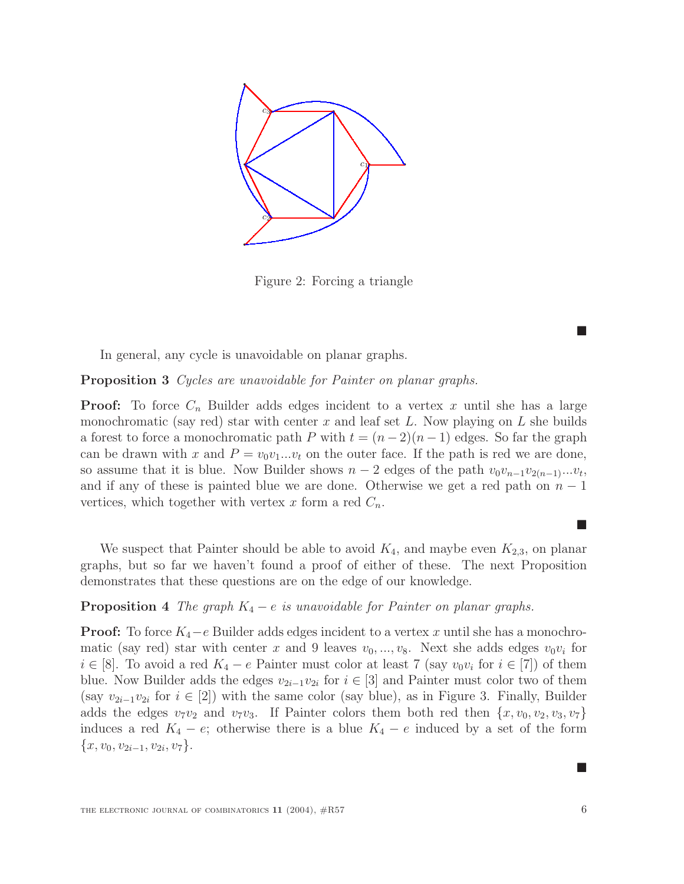Figure 2: Forcing a triangle

■

In general, any cycle is unavoidable on planar graphs.

**Proposition 3** *Cycles are unavoidable for Painter on planar graphs.*

**Proof:** To force $C_n$ Builder adds edges incident to a vertex $x$ until she has a large monochromatic (say red) star with center $x$ and leaf set $L$. Now playing on $L$ she builds a forest to force a monochromatic path $P$ with $t = (n-2)(n-1)$ edges. So far the graph can be drawn with $x$ and $P = v_0v_1...v_t$ on the outer face. If the path is red we are done, so assume that it is blue. Now Builder shows $n-2$ edges of the path $v_0v_{n-1}v_{2(n-1)}...v_t$, and if any of these is painted blue we are done. Otherwise we get a red path on $n-1$ vertices, which together with vertex $x$ form a red $C_n$.

■

We suspect that Painter should be able to avoid $K_4$, and maybe even $K_{2,3}$, on planar graphs, but so far we haven't found a proof of either of these. The next Proposition demonstrates that these questions are on the edge of our knowledge.

**Proposition 4** *The graph $K_4 - e$ is unavoidable for Painter on planar graphs.*

**Proof:** To force $K_4 - e$ Builder adds edges incident to a vertex $x$ until she has a monochromatic (say red) star with center $x$ and 9 leaves $v_0, ..., v_8$. Next she adds edges $v_0v_i$ for $i \in [8]$. To avoid a red $K_4 - e$ Painter must color at least 7 (say $v_0v_i$ for $i \in [7]$) of them blue. Now Builder adds the edges $v_{2i-1}v_{2i}$ for $i \in [3]$ and Painter must color two of them (say $v_{2i-1}v_{2i}$ for $i \in [2]$) with the same color (say blue), as in Figure 3. Finally, Builder adds the edges $v_7v_2$ and $v_7v_3$. If Painter colors them both red then $\{x, v_0, v_2, v_3, v_7\}$ induces a red $K_4 - e$; otherwise there is a blue $K_4 - e$ induced by a set of the form $\{x, v_0, v_{2i-1}, v_{2i}, v_7\}$.

■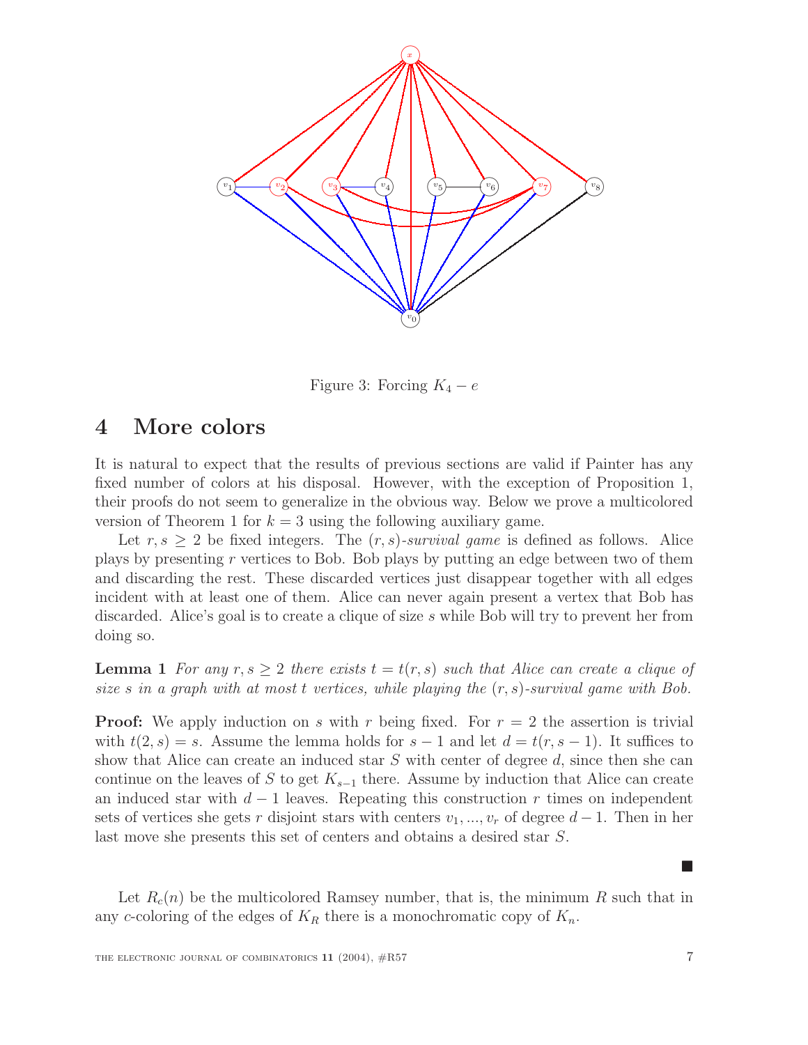Figure 3: Forcing $K_4 - e$

# 4 More colors

It is natural to expect that the results of previous sections are valid if Painter has any fixed number of colors at his disposal. However, with the exception of Proposition 1, their proofs do not seem to generalize in the obvious way. Below we prove a multicolored version of Theorem 1 for $k = 3$ using the following auxiliary game.

Let $r, s \geq 2$ be fixed integers. The $(r, s)$-*survival game* is defined as follows. Alice plays by presenting $r$ vertices to Bob. Bob plays by putting an edge between two of them and discarding the rest. These discarded vertices just disappear together with all edges incident with at least one of them. Alice can never again present a vertex that Bob has discarded. Alice's goal is to create a clique of size $s$ while Bob will try to prevent her from doing so.

**Lemma 1** *For any $r, s \geq 2$ there exists $t = t(r, s)$ such that Alice can create a clique of size $s$ in a graph with at most $t$ vertices, while playing the $(r, s)$-survival game with Bob.*

**Proof:** We apply induction on $s$ with $r$ being fixed. For $r = 2$ the assertion is trivial with $t(2, s) = s$. Assume the lemma holds for $s - 1$ and let $d = t(r, s - 1)$. It suffices to show that Alice can create an induced star $S$ with center of degree $d$, since then she can continue on the leaves of $S$ to get $K_{s-1}$ there. Assume by induction that Alice can create an induced star with $d - 1$ leaves. Repeating this construction $r$ times on independent sets of vertices she gets $r$ disjoint stars with centers $v_1, ..., v_r$ of degree $d - 1$. Then in her last move she presents this set of centers and obtains a desired star $S$.

■

Let $R_c(n)$ be the multicolored Ramsey number, that is, the minimum $R$ such that in any $c$-coloring of the edges of $K_R$ there is a monochromatic copy of $K_n$.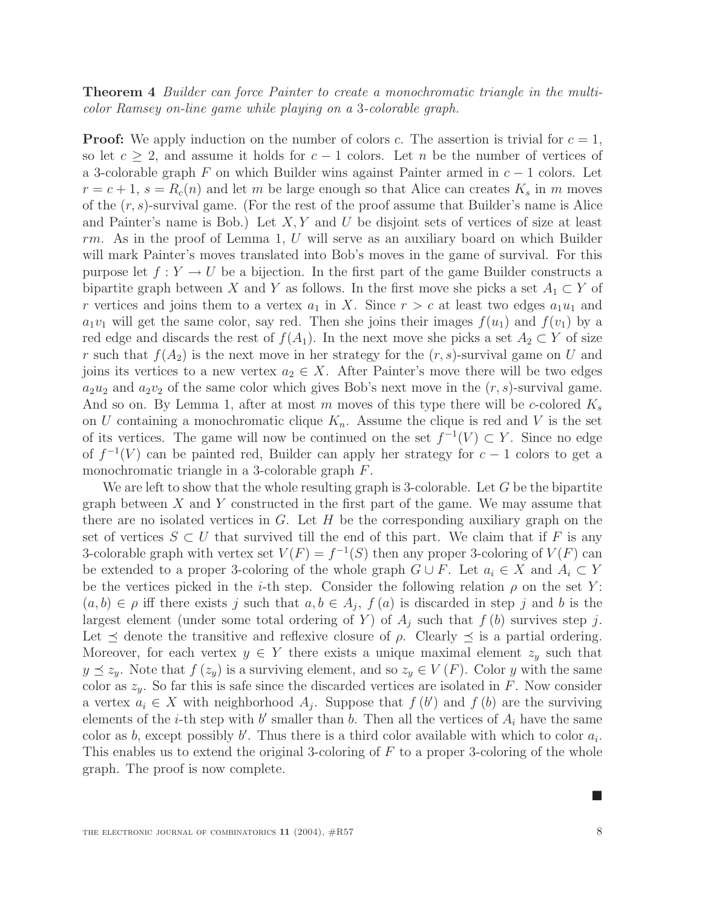**Theorem 4** *Builder can force Painter to create a monochromatic triangle in the multi-color Ramsey on-line game while playing on a* 3*-colorable graph.*

**Proof:** We apply induction on the number of colors $c$. The assertion is trivial for $c = 1$, so let $c \geq 2$, and assume it holds for $c-1$ colors. Let $n$ be the number of vertices of a 3-colorable graph $F$ on which Builder wins against Painter armed in $c-1$ colors. Let $r = c+1$, $s = R_c(n)$ and let $m$ be large enough so that Alice can creates $K_s$ in $m$ moves of the $(r,s)$-survival game. (For the rest of the proof assume that Builder's name is Alice and Painter's name is Bob.) Let $X, Y$ and $U$ be disjoint sets of vertices of size at least $rm$. As in the proof of Lemma 1, $U$ will serve as an auxiliary board on which Builder will mark Painter's moves translated into Bob's moves in the game of survival. For this purpose let $f : Y \to U$ be a bijection. In the first part of the game Builder constructs a bipartite graph between $X$ and $Y$ as follows. In the first move she picks a set $A_1 \subset Y$ of $r$ vertices and joins them to a vertex $a_1$ in $X$. Since $r > c$ at least two edges $a_1u_1$ and $a_1v_1$ will get the same color, say red. Then she joins their images $f(u_1)$ and $f(v_1)$ by a red edge and discards the rest of $f(A_1)$. In the next move she picks a set $A_2 \subset Y$ of size $r$ such that $f(A_2)$ is the next move in her strategy for the $(r,s)$-survival game on $U$ and joins its vertices to a new vertex $a_2 \in X$. After Painter's move there will be two edges $a_2u_2$ and $a_2v_2$ of the same color which gives Bob's next move in the $(r,s)$-survival game. And so on. By Lemma 1, after at most $m$ moves of this type there will be $c$-colored $K_s$ on $U$ containing a monochromatic clique $K_n$. Assume the clique is red and $V$ is the set of its vertices. The game will now be continued on the set $f^{-1}(V) \subset Y$. Since no edge of $f^{-1}(V)$ can be painted red, Builder can apply her strategy for $c-1$ colors to get a monochromatic triangle in a 3-colorable graph $F$.

We are left to show that the whole resulting graph is 3-colorable. Let $G$ be the bipartite graph between $X$ and $Y$ constructed in the first part of the game. We may assume that there are no isolated vertices in $G$. Let $H$ be the corresponding auxiliary graph on the set of vertices $S \subset U$ that survived till the end of this part. We claim that if $F$ is any 3-colorable graph with vertex set $V(F) = f^{-1}(S)$ then any proper 3-coloring of $V(F)$ can be extended to a proper 3-coloring of the whole graph $G \cup F$. Let $a_i \in X$ and $A_i \subset Y$ be the vertices picked in the $i$-th step. Consider the following relation $\rho$ on the set $Y$: $(a,b) \in \rho$ iff there exists $j$ such that $a, b \in A_j$, $f(a)$ is discarded in step $j$ and $b$ is the largest element (under some total ordering of $Y$) of $A_j$ such that $f(b)$ survives step $j$. Let $\preceq$ denote the transitive and reflexive closure of $\rho$. Clearly $\preceq$ is a partial ordering. Moreover, for each vertex $y \in Y$ there exists a unique maximal element $z_y$ such that $y \preceq z_y$. Note that $f(z_y)$ is a surviving element, and so $z_y \in V(F)$. Color $y$ with the same color as $z_y$. So far this is safe since the discarded vertices are isolated in $F$. Now consider a vertex $a_i \in X$ with neighborhood $A_j$. Suppose that $f(b')$ and $f(b)$ are the surviving elements of the $i$-th step with $b'$ smaller than $b$. Then all the vertices of $A_i$ have the same color as $b$, except possibly $b'$. Thus there is a third color available with which to color $a_i$. This enables us to extend the original 3-coloring of $F$ to a proper 3-coloring of the whole graph. The proof is now complete.

■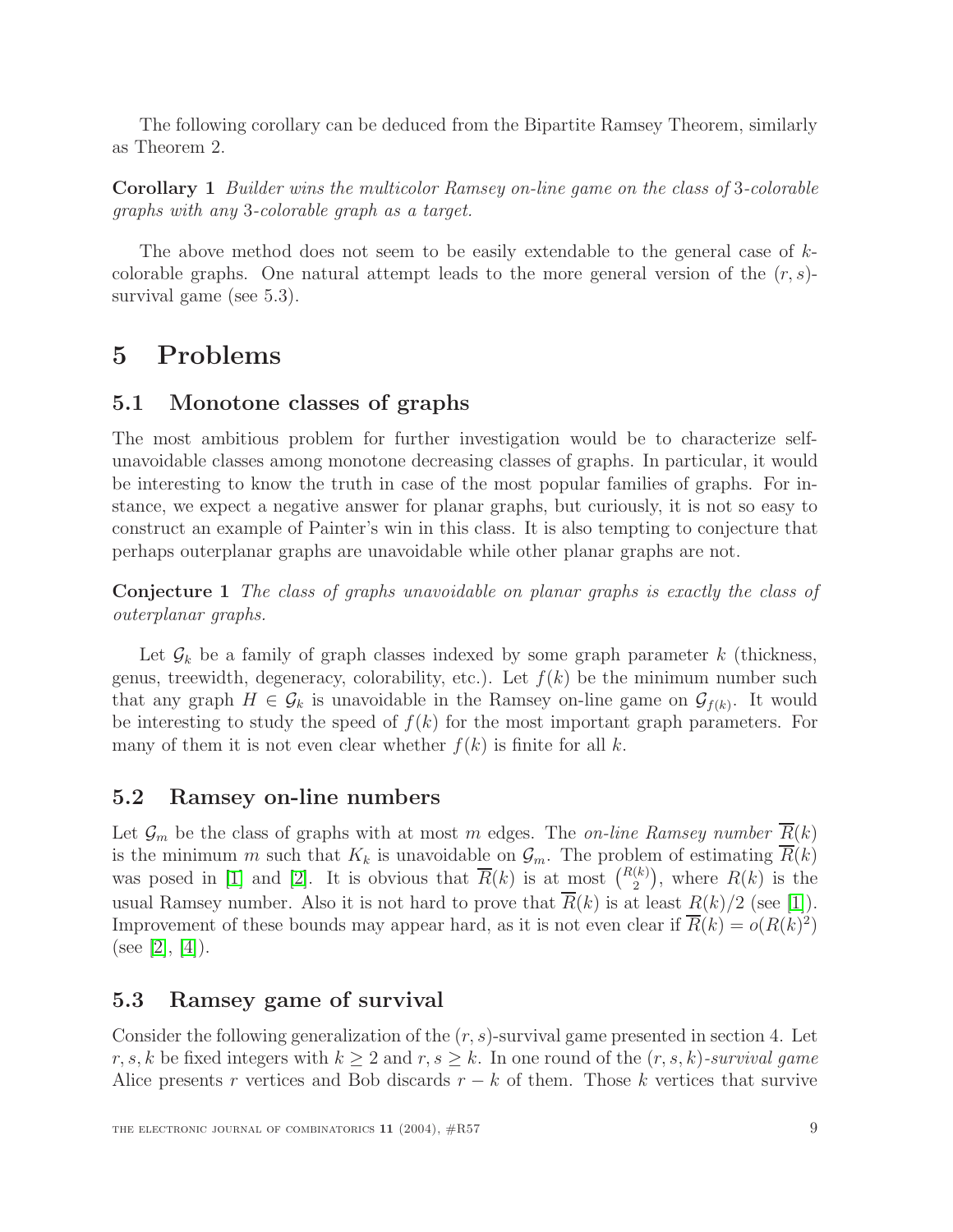The following corollary can be deduced from the Bipartite Ramsey Theorem, similarly as Theorem 2.

**Corollary 1** *Builder wins the multicolor Ramsey on-line game on the class of* 3*-colorable graphs with any* 3*-colorable graph as a target.*

The above method does not seem to be easily extendable to the general case of $k$-colorable graphs. One natural attempt leads to the more general version of the $(r, s)$-survival game (see 5.3).

# 5 Problems

## 5.1 Monotone classes of graphs

The most ambitious problem for further investigation would be to characterize self-unavoidable classes among monotone decreasing classes of graphs. In particular, it would be interesting to know the truth in case of the most popular families of graphs. For instance, we expect a negative answer for planar graphs, but curiously, it is not so easy to construct an example of Painter's win in this class. It is also tempting to conjecture that perhaps outerplanar graphs are unavoidable while other planar graphs are not.

**Conjecture 1** *The class of graphs unavoidable on planar graphs is exactly the class of outerplanar graphs.*

Let $\mathcal{G}_k$ be a family of graph classes indexed by some graph parameter $k$ (thickness, genus, treewidth, degeneracy, colorability, etc.). Let $f(k)$ be the minimum number such that any graph $H \in \mathcal{G}_k$ is unavoidable in the Ramsey on-line game on $\mathcal{G}_{f(k)}$. It would be interesting to study the speed of $f(k)$ for the most important graph parameters. For many of them it is not even clear whether $f(k)$ is finite for all $k$.

## 5.2 Ramsey on-line numbers

Let $\mathcal{G}_m$ be the class of graphs with at most $m$ edges. The *on-line Ramsey number* $\overline{R}(k)$ is the minimum $m$ such that $K_k$ is unavoidable on $\mathcal{G}_m$. The problem of estimating $\overline{R}(k)$ was posed in [1] and [2]. It is obvious that $\overline{R}(k)$ is at most $\binom{R(k)}{2}$, where $R(k)$ is the usual Ramsey number. Also it is not hard to prove that $\overline{R}(k)$ is at least $R(k)/2$ (see [1]). Improvement of these bounds may appear hard, as it is not even clear if $\overline{R}(k) = o(R(k)^2)$ (see [2], [4]).

## 5.3 Ramsey game of survival

Consider the following generalization of the $(r, s)$-survival game presented in section 4. Let $r, s, k$ be fixed integers with $k \geq 2$ and $r, s \geq k$. In one round of the $(r, s, k)$*-survival game* Alice presents $r$ vertices and Bob discards $r - k$ of them. Those $k$ vertices that survive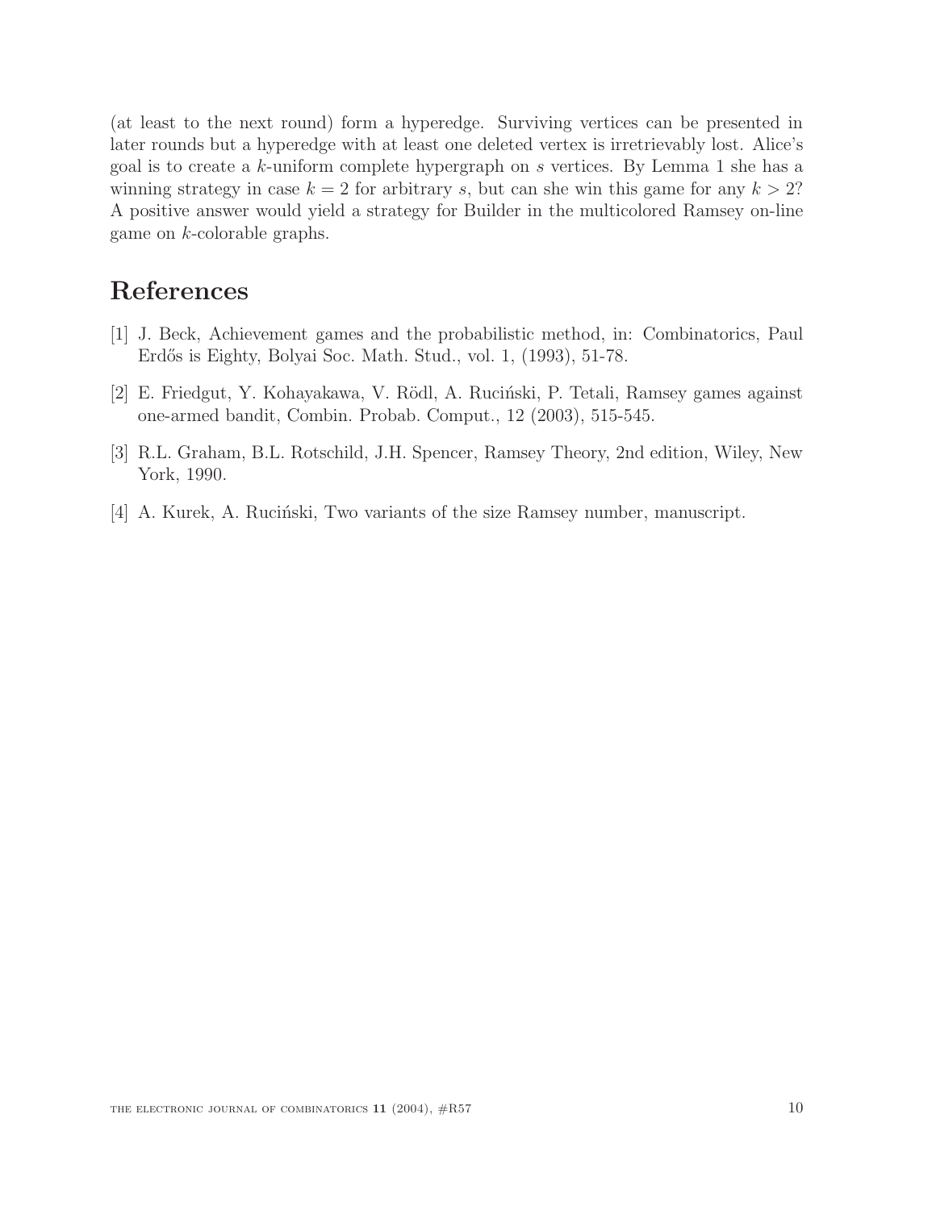(at least to the next round) form a hyperedge. Surviving vertices can be presented in later rounds but a hyperedge with at least one deleted vertex is irretrievably lost. Alice's goal is to create a $k$-uniform complete hypergraph on $s$ vertices. By Lemma 1 she has a winning strategy in case $k = 2$ for arbitrary $s$, but can she win this game for any $k > 2$? A positive answer would yield a strategy for Builder in the multicolored Ramsey on-line game on $k$-colorable graphs.

## References

[1] J. Beck, Achievement games and the probabilistic method, in: Combinatorics, Paul Erdős is Eighty, Bolyai Soc. Math. Stud., vol. 1, (1993), 51-78.

[2] E. Friedgut, Y. Kohayakawa, V. Rödl, A. Ruciński, P. Tetali, Ramsey games against one-armed bandit, Combin. Probab. Comput., 12 (2003), 515-545.

[3] R.L. Graham, B.L. Rotschild, J.H. Spencer, Ramsey Theory, 2nd edition, Wiley, New York, 1990.

[4] A. Kurek, A. Ruciński, Two variants of the size Ramsey number, manuscript.